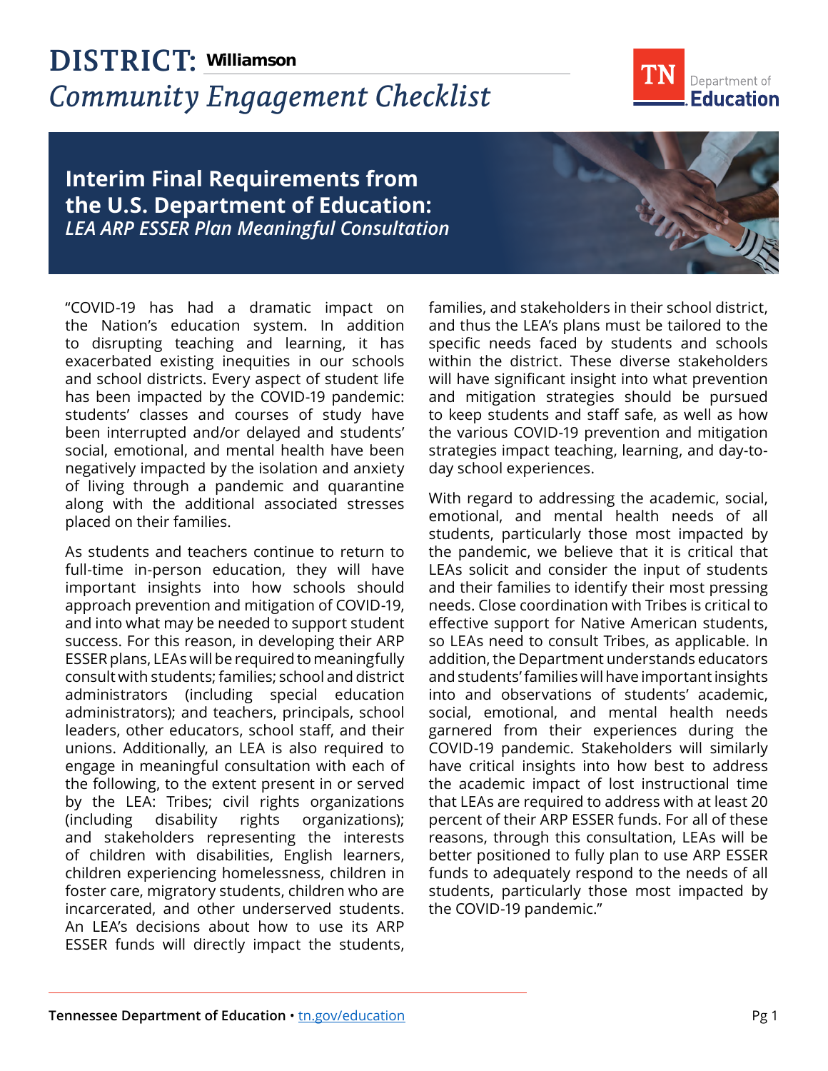# DISTRICT: Williamson

## Community Engagement Checklist

### Interim Final Requirements from the U.S. Department of Education:

*LEA ARP ESSER Plan Meaningful Consultation*

"COVID-19 has had a dramatic impact on the Nation's education system. In addition to disrupting teaching and learning, it has exacerbated existing inequities in our schools and school districts. Every aspect of student life has been impacted by the COVID-19 pandemic: students' classes and courses of study have been interrupted and/or delayed and students' social, emotional, and mental health have been negatively impacted by the isolation and anxiety of living through a pandemic and quarantine along with the additional associated stresses placed on their families.

As students and teachers continue to return to full-time in-person education, they will have important insights into how schools should approach prevention and mitigation of COVID-19, and into what may be needed to support student success. For this reason, in developing their ARP ESSER plans, LEAs will be required to meaningfully consult with students; families; school and district administrators (including special education administrators); and teachers, principals, school leaders, other educators, school staff, and their unions. Additionally, an LEA is also required to engage in meaningful consultation with each of the following, to the extent present in or served by the LEA: Tribes; civil rights organizations (including disability rights organizations); and stakeholders representing the interests of children with disabilities, English learners, children experiencing homelessness, children in foster care, migratory students, children who are incarcerated, and other underserved students. An LEA's decisions about how to use its ARP ESSER funds will directly impact the students, families, and stakeholders in their school district, and thus the LEA's plans must be tailored to the specific needs faced by students and schools within the district. These diverse stakeholders will have significant insight into what prevention and mitigation strategies should be pursued to keep students and staff safe, as well as how the various COVID-19 prevention and mitigation strategies impact teaching, learning, and day-to-day school experiences.

With regard to addressing the academic, social, emotional, and mental health needs of all students, particularly those most impacted by the pandemic, we believe that it is critical that LEAs solicit and consider the input of students and their families to identify their most pressing needs. Close coordination with Tribes is critical to effective support for Native American students, so LEAs need to consult Tribes, as applicable. In addition, the Department understands educators and students' families will have important insights into and observations of students' academic, social, emotional, and mental health needs garnered from their experiences during the COVID-19 pandemic. Stakeholders will similarly have critical insights into how best to address the academic impact of lost instructional time that LEAs are required to address with at least 20 percent of their ARP ESSER funds. For all of these reasons, through this consultation, LEAs will be better positioned to fully plan to use ARP ESSER funds to adequately respond to the needs of all students, particularly those most impacted by the COVID-19 pandemic."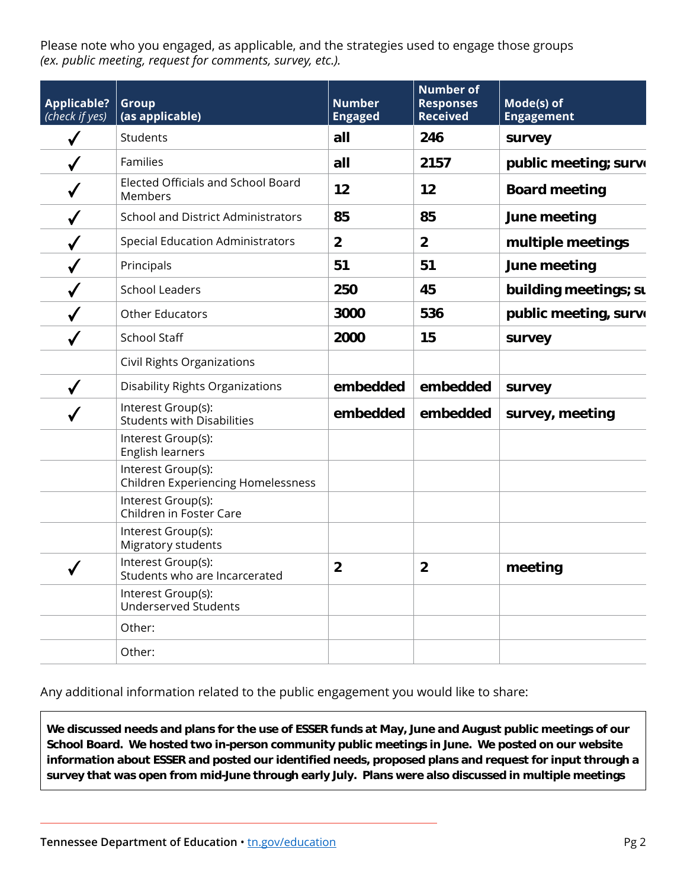Please note who you engaged, as applicable, and the strategies used to engage those groups *(ex. public meeting, request for comments, survey, etc.).*

| Applicable? *(check if yes)* | Group (as applicable) | Number Engaged | Number of Responses Received | Mode(s) of Engagement |
|---|---|---|---|---|
| ✓ | Students | **all** | **246** | **survey** |
| ✓ | Families | **all** | **2157** | **public meeting; surv** |
| ✓ | Elected Officials and School Board Members | **12** | **12** | **Board meeting** |
| ✓ | School and District Administrators | **85** | **85** | **June meeting** |
| ✓ | Special Education Administrators | **2** | **2** | **multiple meetings** |
| ✓ | Principals | **51** | **51** | **June meeting** |
| ✓ | School Leaders | **250** | **45** | **building meetings; su** |
| ✓ | Other Educators | **3000** | **536** | **public meeting, surv** |
| ✓ | School Staff | **2000** | **15** | **survey** |
| | Civil Rights Organizations | | | |
| ✓ | Disability Rights Organizations | **embedded** | **embedded** | **survey** |
| ✓ | Interest Group(s): Students with Disabilities | **embedded** | **embedded** | **survey, meeting** |
| | Interest Group(s): English learners | | | |
| | Interest Group(s): Children Experiencing Homelessness | | | |
| | Interest Group(s): Children in Foster Care | | | |
| | Interest Group(s): Migratory students | | | |
| ✓ | Interest Group(s): Students who are Incarcerated | **2** | **2** | **meeting** |
| | Interest Group(s): Underserved Students | | | |
| | Other: | | | |
| | Other: | | | |

Any additional information related to the public engagement you would like to share:

**We discussed needs and plans for the use of ESSER funds at May, June and August public meetings of our School Board. We hosted two in-person community public meetings in June. We posted on our website information about ESSER and posted our identified needs, proposed plans and request for input through a survey that was open from mid-June through early July. Plans were also discussed in multiple meetings**

Tennessee Department of Education • tn.gov/education